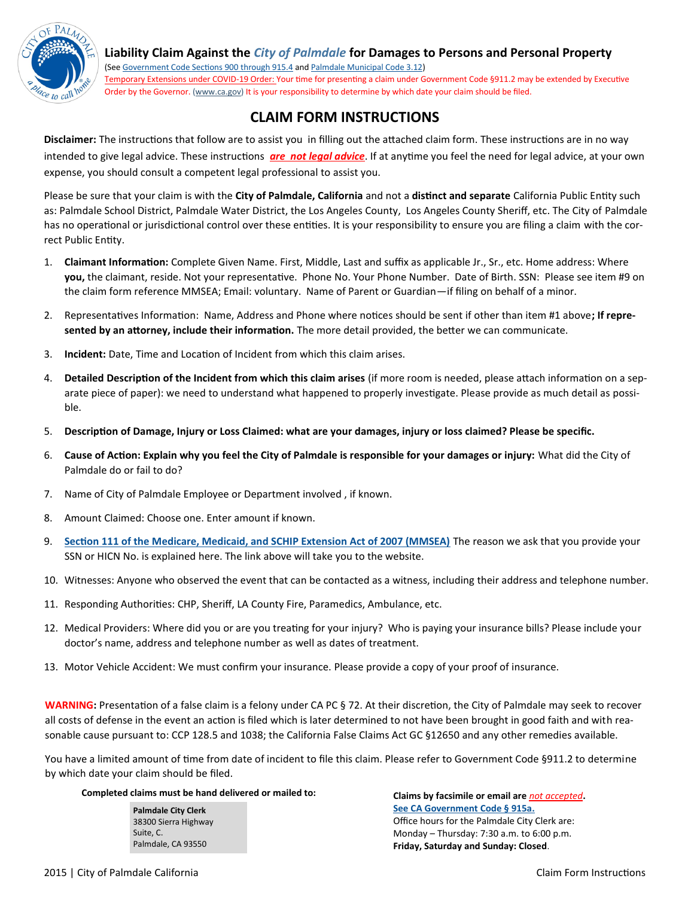# Liability Claim Against the *City of Palmdale* for Damages to Persons and Personal Property

(See Government Code Sections 900 through 915.4 and Palmdale Municipal Code 3.12)

Temporary Extensions under COVID-19 Order: Your time for presenting a claim under Government Code §911.2 may be extended by Executive Order by the Governor. (www.ca.gov) It is your responsibility to determine by which date your claim should be filed.

## CLAIM FORM INSTRUCTIONS

**Disclaimer:** The instructions that follow are to assist you in filling out the attached claim form. These instructions are in no way intended to give legal advice. These instructions ***are not legal advice***. If at anytime you feel the need for legal advice, at your own expense, you should consult a competent legal professional to assist you.

Please be sure that your claim is with the **City of Palmdale, California** and not a **distinct and separate** California Public Entity such as: Palmdale School District, Palmdale Water District, the Los Angeles County, Los Angeles County Sheriff, etc. The City of Palmdale has no operational or jurisdictional control over these entities. It is your responsibility to ensure you are filing a claim with the correct Public Entity.

1. **Claimant Information:** Complete Given Name. First, Middle, Last and suffix as applicable Jr., Sr., etc. Home address: Where **you,** the claimant, reside. Not your representative. Phone No. Your Phone Number. Date of Birth. SSN: Please see item #9 on the claim form reference MMSEA; Email: voluntary. Name of Parent or Guardian—if filing on behalf of a minor.
2. Representatives Information: Name, Address and Phone where notices should be sent if other than item #1 above**; If represented by an attorney, include their information.** The more detail provided, the better we can communicate.
3. **Incident:** Date, Time and Location of Incident from which this claim arises.
4. **Detailed Description of the Incident from which this claim arises** (if more room is needed, please attach information on a separate piece of paper): we need to understand what happened to properly investigate. Please provide as much detail as possible.
5. **Description of Damage, Injury or Loss Claimed: what are your damages, injury or loss claimed? Please be specific.**
6. **Cause of Action: Explain why you feel the City of Palmdale is responsible for your damages or injury:** What did the City of Palmdale do or fail to do?
7. Name of City of Palmdale Employee or Department involved , if known.
8. Amount Claimed: Choose one. Enter amount if known.
9. **Section 111 of the Medicare, Medicaid, and SCHIP Extension Act of 2007 (MMSEA)** The reason we ask that you provide your SSN or HICN No. is explained here. The link above will take you to the website.
10. Witnesses: Anyone who observed the event that can be contacted as a witness, including their address and telephone number.
11. Responding Authorities: CHP, Sheriff, LA County Fire, Paramedics, Ambulance, etc.
12. Medical Providers: Where did you or are you treating for your injury? Who is paying your insurance bills? Please include your doctor's name, address and telephone number as well as dates of treatment.
13. Motor Vehicle Accident: We must confirm your insurance. Please provide a copy of your proof of insurance.

**WARNING:** Presentation of a false claim is a felony under CA PC § 72. At their discretion, the City of Palmdale may seek to recover all costs of defense in the event an action is filed which is later determined to not have been brought in good faith and with reasonable cause pursuant to: CCP 128.5 and 1038; the California False Claims Act GC §12650 and any other remedies available.

You have a limited amount of time from date of incident to file this claim. Please refer to Government Code §911.2 to determine by which date your claim should be filed.

**Completed claims must be hand delivered or mailed to:**

**Palmdale City Clerk**
38300 Sierra Highway
Suite, C.
Palmdale, CA 93550

**Claims by facsimile or email are *not accepted*.**
**See CA Government Code § 915a.**
Office hours for the Palmdale City Clerk are:
Monday – Thursday: 7:30 a.m. to 6:00 p.m.
**Friday, Saturday and Sunday: Closed**.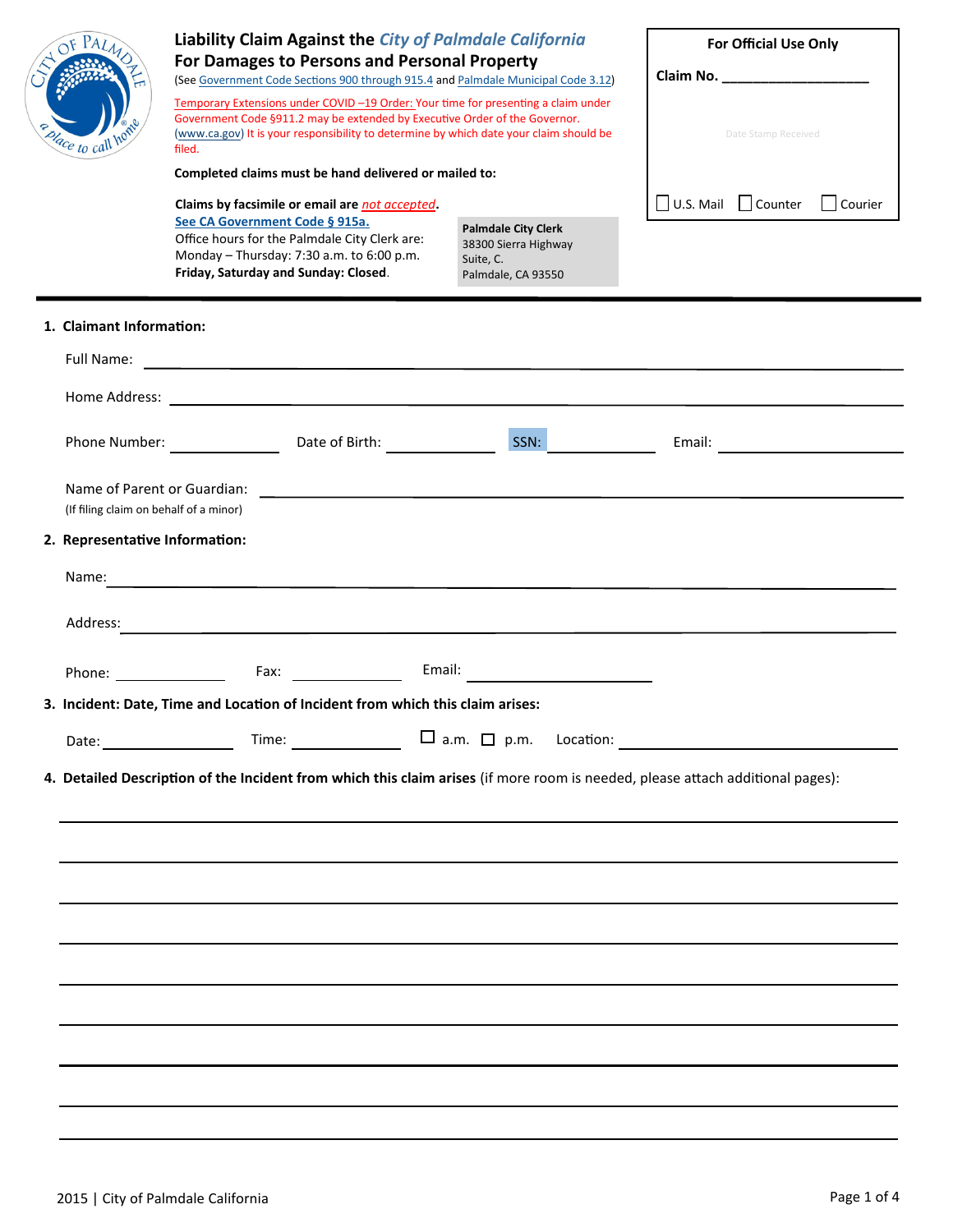# Liability Claim Against the *City of Palmdale California*

## For Damages to Persons and Personal Property

(See Government Code Sections 900 through 915.4 and Palmdale Municipal Code 3.12)

Temporary Extensions under COVID –19 Order: Your time for presenting a claim under Government Code §911.2 may be extended by Executive Order of the Governor. (www.ca.gov) It is your responsibility to determine by which date your claim should be filed.

**Completed claims must be hand delivered or mailed to:**

**Claims by facsimile or email are** *not accepted*.

**See CA Government Code § 915a.**

Office hours for the Palmdale City Clerk are:
Monday – Thursday: 7:30 a.m. to 6:00 p.m.
**Friday, Saturday and Sunday: Closed**.

**Palmdale City Clerk**
38300 Sierra Highway
Suite, C.
Palmdale, CA 93550

**For Official Use Only**

**Claim No.** ____________________

Date Stamp Received

☐ U.S. Mail ☐ Counter ☐ Courier

---

**1. Claimant Information:**

Full Name: ______________________________

Home Address: ______________________________

Phone Number: __________ Date of Birth: __________ SSN: __________ Email: __________

Name of Parent or Guardian: ______________________________
(If filing claim on behalf of a minor)

**2. Representative Information:**

Name: ______________________________

Address: ______________________________

Phone: __________ Fax: __________ Email: __________

**3. Incident: Date, Time and Location of Incident from which this claim arises:**

Date: __________ Time: __________ ☐ a.m. ☐ p.m. Location: __________

**4. Detailed Description of the Incident from which this claim arises** (if more room is needed, please attach additional pages):

______________________________

______________________________

______________________________

______________________________

______________________________

______________________________

______________________________

______________________________

______________________________

2015 | City of Palmdale California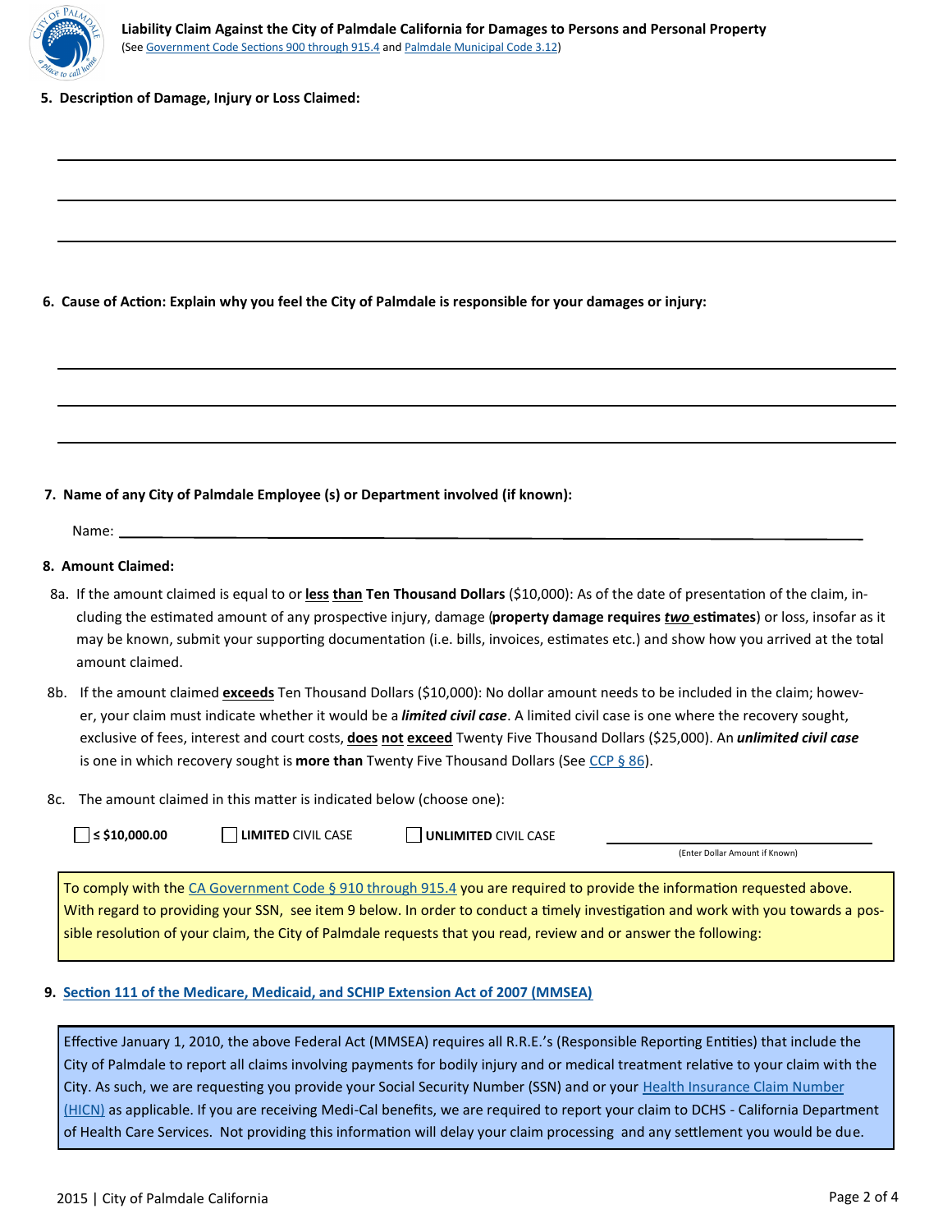**Liability Claim Against the City of Palmdale California for Damages to Persons and Personal Property**
(See Government Code Sections 900 through 915.4 and Palmdale Municipal Code 3.12)

**5. Description of Damage, Injury or Loss Claimed:**

______________________________________________________________________

______________________________________________________________________

______________________________________________________________________

**6. Cause of Action: Explain why you feel the City of Palmdale is responsible for your damages or injury:**

______________________________________________________________________

______________________________________________________________________

______________________________________________________________________

**7. Name of any City of Palmdale Employee (s) or Department involved (if known):**

Name: ______________________________________________________________

**8. Amount Claimed:**

8a. If the amount claimed is equal to or **less than Ten Thousand Dollars** ($10,000): As of the date of presentation of the claim, including the estimated amount of any prospective injury, damage (**property damage requires *two* estimates**) or loss, insofar as it may be known, submit your supporting documentation (i.e. bills, invoices, estimates etc.) and show how you arrived at the total amount claimed.

8b. If the amount claimed **exceeds** Ten Thousand Dollars ($10,000): No dollar amount needs to be included in the claim; however, your claim must indicate whether it would be a ***limited civil case***. A limited civil case is one where the recovery sought, exclusive of fees, interest and court costs, **does not exceed** Twenty Five Thousand Dollars ($25,000). An ***unlimited civil case*** is one in which recovery sought is **more than** Twenty Five Thousand Dollars (See CCP § 86).

8c. The amount claimed in this matter is indicated below (choose one):

☐ **≤ $10,000.00** ☐ **LIMITED** CIVIL CASE ☐ **UNLIMITED** CIVIL CASE ____________________
(Enter Dollar Amount if Known)

To comply with the CA Government Code § 910 through 915.4 you are required to provide the information requested above. With regard to providing your SSN, see item 9 below. In order to conduct a timely investigation and work with you towards a possible resolution of your claim, the City of Palmdale requests that you read, review and or answer the following:

**9. Section 111 of the Medicare, Medicaid, and SCHIP Extension Act of 2007 (MMSEA)**

Effective January 1, 2010, the above Federal Act (MMSEA) requires all R.R.E.'s (Responsible Reporting Entities) that include the City of Palmdale to report all claims involving payments for bodily injury and or medical treatment relative to your claim with the City. As such, we are requesting you provide your Social Security Number (SSN) and or your Health Insurance Claim Number (HICN) as applicable. If you are receiving Medi-Cal benefits, we are required to report your claim to DCHS - California Department of Health Care Services. Not providing this information will delay your claim processing and any settlement you would be due.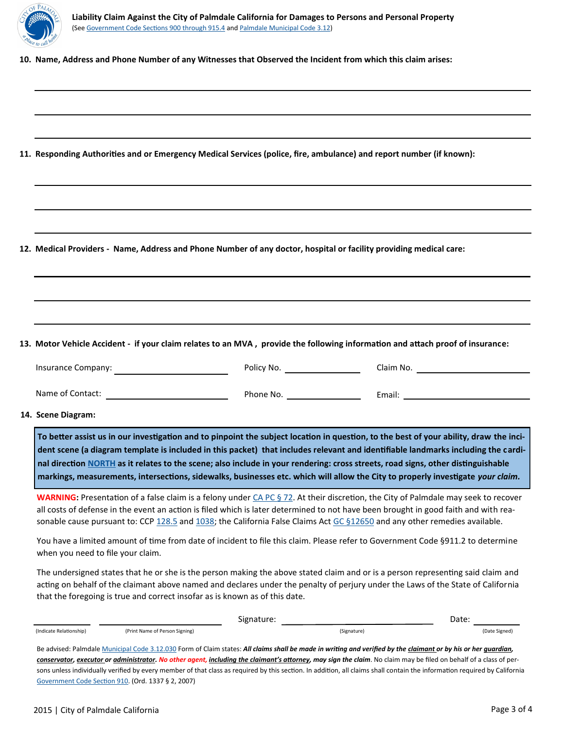**Liability Claim Against the City of Palmdale California for Damages to Persons and Personal Property**
(See Government Code Sections 900 through 915.4 and Palmdale Municipal Code 3.12)

**10. Name, Address and Phone Number of any Witnesses that Observed the Incident from which this claim arises:**

______________________________________________

______________________________________________

______________________________________________

**11. Responding Authorities and or Emergency Medical Services (police, fire, ambulance) and report number (if known):**

______________________________________________

______________________________________________

______________________________________________

**12. Medical Providers - Name, Address and Phone Number of any doctor, hospital or facility providing medical care:**

______________________________________________

______________________________________________

______________________________________________

**13. Motor Vehicle Accident - if your claim relates to an MVA , provide the following information and attach proof of insurance:**

Insurance Company: ____________________ Policy No. ______________ Claim No. ____________________

Name of Contact: ____________________ Phone No. ______________ Email: ____________________

**14. Scene Diagram:**

**To better assist us in our investigation and to pinpoint the subject location in question, to the best of your ability, draw the incident scene (a diagram template is included in this packet) that includes relevant and identifiable landmarks including the cardinal direction NORTH as it relates to the scene; also include in your rendering: cross streets, road signs, other distinguishable markings, measurements, intersections, sidewalks, businesses etc. which will allow the City to properly investigate *your claim*.**

**WARNING:** Presentation of a false claim is a felony under CA PC § 72. At their discretion, the City of Palmdale may seek to recover all costs of defense in the event an action is filed which is later determined to not have been brought in good faith and with reasonable cause pursuant to: CCP 128.5 and 1038; the California False Claims Act GC §12650 and any other remedies available.

You have a limited amount of time from date of incident to file this claim. Please refer to Government Code §911.2 to determine when you need to file your claim.

The undersigned states that he or she is the person making the above stated claim and or is a person representing said claim and acting on behalf of the claimant above named and declares under the penalty of perjury under the Laws of the State of California that the foregoing is true and correct insofar as is known as of this date.

__________ ____________________ Signature: ____________________ Date: __________
(Indicate Relationship) (Print Name of Person Signing) (Signature) (Date Signed)

Be advised: Palmdale Municipal Code 3.12.030 Form of Claim states: ***All claims shall be made in writing and verified by the claimant or by his or her guardian, conservator, executor or administrator. No other agent, including the claimant's attorney, may sign the claim***. No claim may be filed on behalf of a class of persons unless individually verified by every member of that class as required by this section. In addition, all claims shall contain the information required by California Government Code Section 910. (Ord. 1337 § 2, 2007)

2015 | City of Palmdale California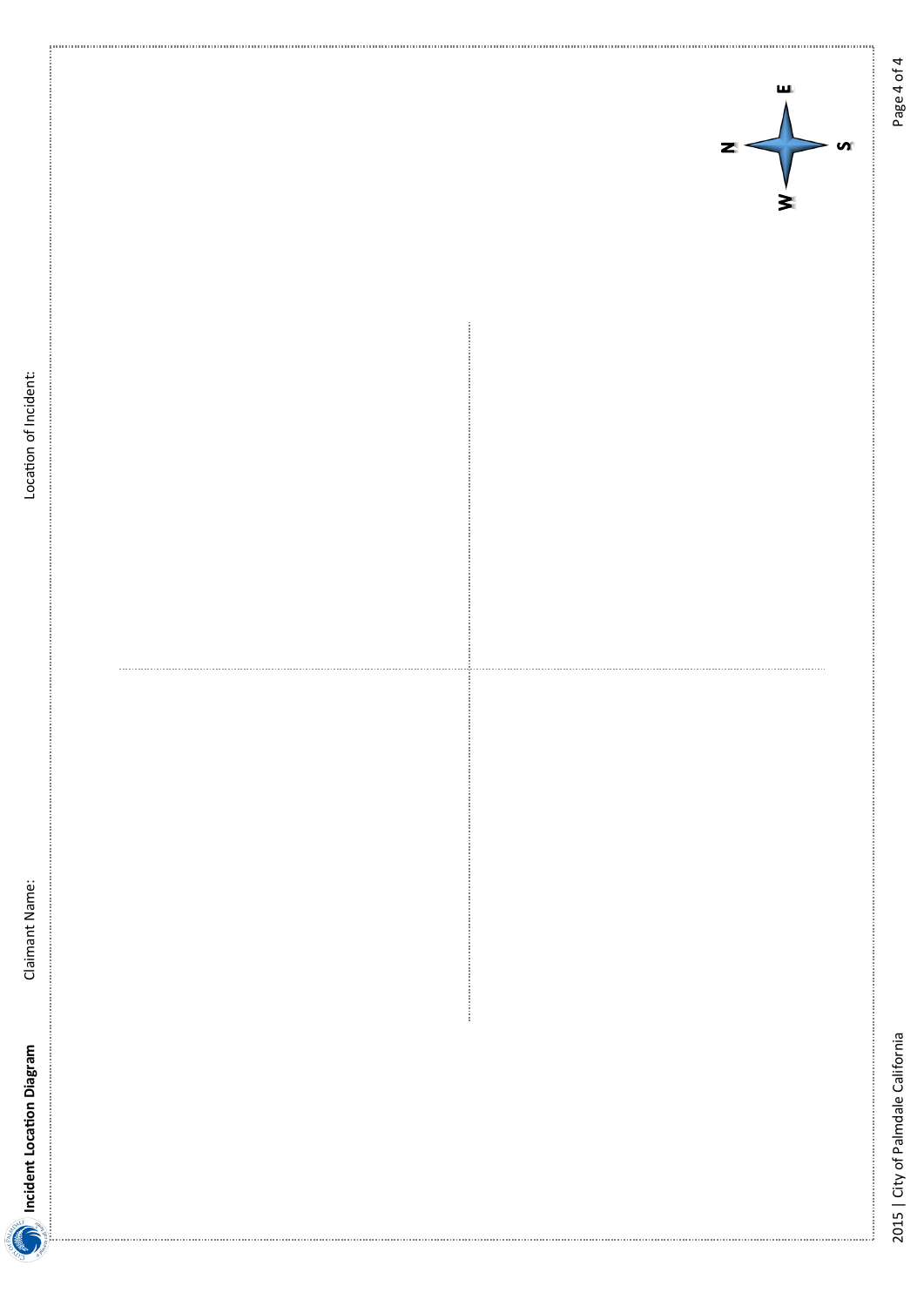# Incident Location Diagram

Claimant Name:

Location of Incident:

N

E

S

W